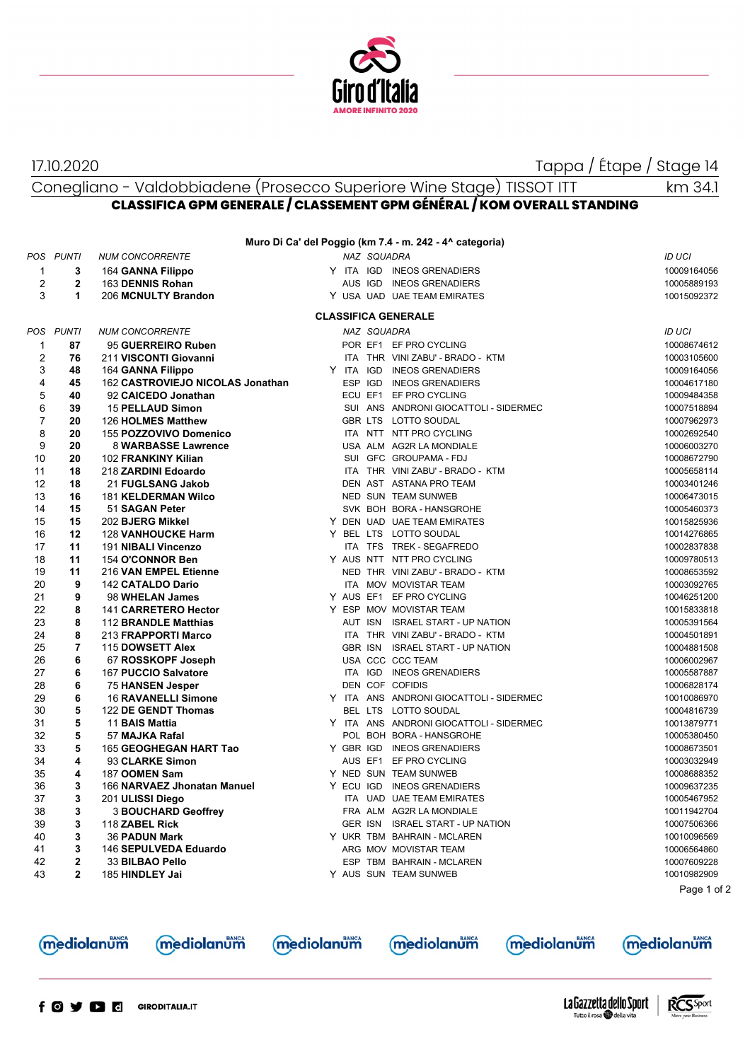17.10.2020

Tappa / Étape / Stage 14

Conegliano - Valdobbiadene (Prosecco Superiore Wine Stage) TISSOT ITT km 34.1

## CLASSIFICA GPM GENERALE / CLASSEMENT GPM GÉNÉRAL / KOM OVERALL STANDING

### Muro Di Ca' del Poggio (km 7.4 - m. 242 - 4^ categoria)

| POS | PUNTI | NUM CONCORRENTE | | NAZ | SQUADRA | | ID UCI |
|---|---|---|---|---|---|---|---|
| 1 | 3 | 164 **GANNA Filippo** | Y | ITA | IGD | INEOS GRENADIERS | 10009164056 |
| 2 | 2 | 163 **DENNIS Rohan** | | AUS | IGD | INEOS GRENADIERS | 10005889193 |
| 3 | 1 | 206 **MCNULTY Brandon** | Y | USA | UAD | UAE TEAM EMIRATES | 10015092372 |

### CLASSIFICA GENERALE

| POS | PUNTI | NUM CONCORRENTE | | NAZ | SQUADRA | | ID UCI |
|---|---|---|---|---|---|---|---|
| 1 | 87 | 95 **GUERREIRO Ruben** | | POR | EF1 | EF PRO CYCLING | 10008674612 |
| 2 | 76 | 211 **VISCONTI Giovanni** | | ITA | THR | VINI ZABU' - BRADO - KTM | 10003105600 |
| 3 | 48 | 164 **GANNA Filippo** | Y | ITA | IGD | INEOS GRENADIERS | 10009164056 |
| 4 | 45 | 162 **CASTROVIEJO NICOLAS Jonathan** | | ESP | IGD | INEOS GRENADIERS | 10004617180 |
| 5 | 40 | 92 **CAICEDO Jonathan** | | ECU | EF1 | EF PRO CYCLING | 10009484358 |
| 6 | 39 | 15 **PELLAUD Simon** | | SUI | ANS | ANDRONI GIOCATTOLI - SIDERMEC | 10007518894 |
| 7 | 20 | 126 **HOLMES Matthew** | | GBR | LTS | LOTTO SOUDAL | 10007962973 |
| 8 | 20 | 155 **POZZOVIVO Domenico** | | ITA | NTT | NTT PRO CYCLING | 10002692540 |
| 9 | 20 | 8 **WARBASSE Lawrence** | | USA | ALM | AG2R LA MONDIALE | 10006003270 |
| 10 | 20 | 102 **FRANKINY Kilian** | | SUI | GFC | GROUPAMA - FDJ | 10008672790 |
| 11 | 18 | 218 **ZARDINI Edoardo** | | ITA | THR | VINI ZABU' - BRADO - KTM | 10005658114 |
| 12 | 18 | 21 **FUGLSANG Jakob** | | DEN | AST | ASTANA PRO TEAM | 10003401246 |
| 13 | 16 | 181 **KELDERMAN Wilco** | | NED | SUN | TEAM SUNWEB | 10006473015 |
| 14 | 15 | 51 **SAGAN Peter** | | SVK | BOH | BORA - HANSGROHE | 10005460373 |
| 15 | 15 | 202 **BJERG Mikkel** | Y | DEN | UAD | UAE TEAM EMIRATES | 10015825936 |
| 16 | 12 | 128 **VANHOUCKE Harm** | Y | BEL | LTS | LOTTO SOUDAL | 10014276865 |
| 17 | 11 | 191 **NIBALI Vincenzo** | | ITA | TFS | TREK - SEGAFREDO | 10002837838 |
| 18 | 11 | 154 **O'CONNOR Ben** | Y | AUS | NTT | NTT PRO CYCLING | 10009780513 |
| 19 | 11 | 216 **VAN EMPEL Etienne** | | NED | THR | VINI ZABU' - BRADO - KTM | 10008653592 |
| 20 | 9 | 142 **CATALDO Dario** | | ITA | MOV | MOVISTAR TEAM | 10003092765 |
| 21 | 9 | 98 **WHELAN James** | Y | AUS | EF1 | EF PRO CYCLING | 10046251200 |
| 22 | 8 | 141 **CARRETERO Hector** | Y | ESP | MOV | MOVISTAR TEAM | 10015833818 |
| 23 | 8 | 112 **BRANDLE Matthias** | | AUT | ISN | ISRAEL START - UP NATION | 10005391564 |
| 24 | 8 | 213 **FRAPPORTI Marco** | | ITA | THR | VINI ZABU' - BRADO - KTM | 10004501891 |
| 25 | 7 | 115 **DOWSETT Alex** | | GBR | ISN | ISRAEL START - UP NATION | 10004881508 |
| 26 | 6 | 67 **ROSSKOPF Joseph** | | USA | CCC | CCC TEAM | 10006002967 |
| 27 | 6 | 167 **PUCCIO Salvatore** | | ITA | IGD | INEOS GRENADIERS | 10005587887 |
| 28 | 6 | 75 **HANSEN Jesper** | | DEN | COF | COFIDIS | 10006828174 |
| 29 | 6 | 16 **RAVANELLI Simone** | Y | ITA | ANS | ANDRONI GIOCATTOLI - SIDERMEC | 10010086970 |
| 30 | 5 | 122 **DE GENDT Thomas** | | BEL | LTS | LOTTO SOUDAL | 10004816739 |
| 31 | 5 | 11 **BAIS Mattia** | Y | ITA | ANS | ANDRONI GIOCATTOLI - SIDERMEC | 10013879771 |
| 32 | 5 | 57 **MAJKA Rafal** | | POL | BOH | BORA - HANSGROHE | 10005380450 |
| 33 | 5 | 165 **GEOGHEGAN HART Tao** | Y | GBR | IGD | INEOS GRENADIERS | 10008673501 |
| 34 | 4 | 93 **CLARKE Simon** | | AUS | EF1 | EF PRO CYCLING | 10003032949 |
| 35 | 4 | 187 **OOMEN Sam** | Y | NED | SUN | TEAM SUNWEB | 10008688352 |
| 36 | 3 | 166 **NARVAEZ Jhonatan Manuel** | Y | ECU | IGD | INEOS GRENADIERS | 10009637235 |
| 37 | 3 | 201 **ULISSI Diego** | | ITA | UAD | UAE TEAM EMIRATES | 10005467952 |
| 38 | 3 | 3 **BOUCHARD Geoffrey** | | FRA | ALM | AG2R LA MONDIALE | 10011942704 |
| 39 | 3 | 118 **ZABEL Rick** | | GER | ISN | ISRAEL START - UP NATION | 10007506366 |
| 40 | 3 | 36 **PADUN Mark** | Y | UKR | TBM | BAHRAIN - MCLAREN | 10010096569 |
| 41 | 3 | 146 **SEPULVEDA Eduardo** | | ARG | MOV | MOVISTAR TEAM | 10006564860 |
| 42 | 2 | 33 **BILBAO Pello** | | ESP | TBM | BAHRAIN - MCLAREN | 10007609228 |
| 43 | 2 | 185 **HINDLEY Jai** | Y | AUS | SUN | TEAM SUNWEB | 10010982909 |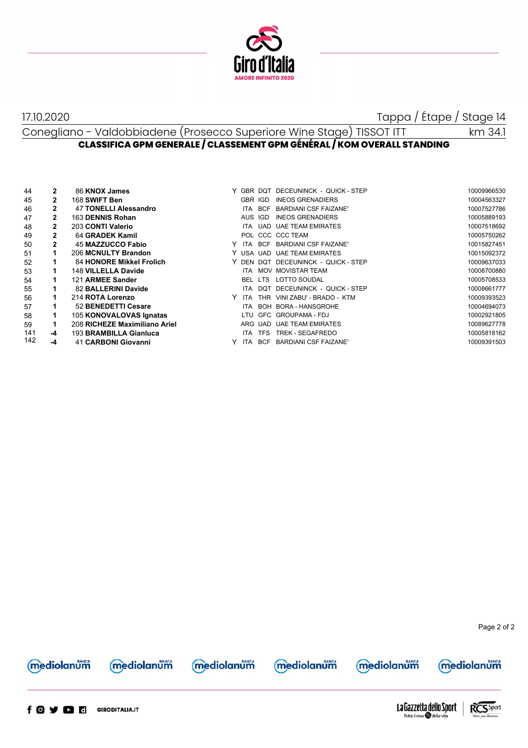17.10.2020

Tappa / Étape / Stage 14

Conegliano - Valdobbiadene (Prosecco Superiore Wine Stage) TISSOT ITT km 34.1

## CLASSIFICA GPM GENERALE / CLASSEMENT GPM GÉNÉRAL / KOM OVERALL STANDING

| | | | | | | | | |
|---|---|---|---|---|---|---|---|---|
| 44 | **2** | 86 | **KNOX James** | Y | GBR | DQT | DECEUNINCK - QUICK - STEP | 10009966530 |
| 45 | **2** | 168 | **SWIFT Ben** | | GBR | IGD | INEOS GRENADIERS | 10004563327 |
| 46 | **2** | 47 | **TONELLI Alessandro** | | ITA | BCF | BARDIANI CSF FAIZANE' | 10007527786 |
| 47 | **2** | 163 | **DENNIS Rohan** | | AUS | IGD | INEOS GRENADIERS | 10005889193 |
| 48 | **2** | 203 | **CONTI Valerio** | | ITA | UAD | UAE TEAM EMIRATES | 10007518692 |
| 49 | **2** | 64 | **GRADEK Kamil** | | POL | CCC | CCC TEAM | 10005750262 |
| 50 | **2** | 45 | **MAZZUCCO Fabio** | Y | ITA | BCF | BARDIANI CSF FAIZANE' | 10015827451 |
| 51 | **1** | 206 | **MCNULTY Brandon** | Y | USA | UAD | UAE TEAM EMIRATES | 10015092372 |
| 52 | **1** | 84 | **HONORE Mikkel Frolich** | Y | DEN | DQT | DECEUNINCK - QUICK - STEP | 10009637033 |
| 53 | **1** | 148 | **VILLELLA Davide** | | ITA | MOV | MOVISTAR TEAM | 10008700880 |
| 54 | **1** | 121 | **ARMEE Sander** | | BEL | LTS | LOTTO SOUDAL | 10005708533 |
| 55 | **1** | 82 | **BALLERINI Davide** | | ITA | DQT | DECEUNINCK - QUICK - STEP | 10008661777 |
| 56 | **1** | 214 | **ROTA Lorenzo** | Y | ITA | THR | VINI ZABU' - BRADO - KTM | 10009393523 |
| 57 | **1** | 52 | **BENEDETTI Cesare** | | ITA | BOH | BORA - HANSGROHE | 10004694073 |
| 58 | **1** | 105 | **KONOVALOVAS Ignatas** | | LTU | GFC | GROUPAMA - FDJ | 10002921805 |
| 59 | **1** | 208 | **RICHEZE Maximiliano Ariel** | | ARG | UAD | UAE TEAM EMIRATES | 10089627778 |
| 141 | **-4** | 193 | **BRAMBILLA Gianluca** | | ITA | TFS | TREK - SEGAFREDO | 10005818162 |
| 142 | **-4** | 41 | **CARBONI Giovanni** | Y | ITA | BCF | BARDIANI CSF FAIZANE' | 10009391503 |